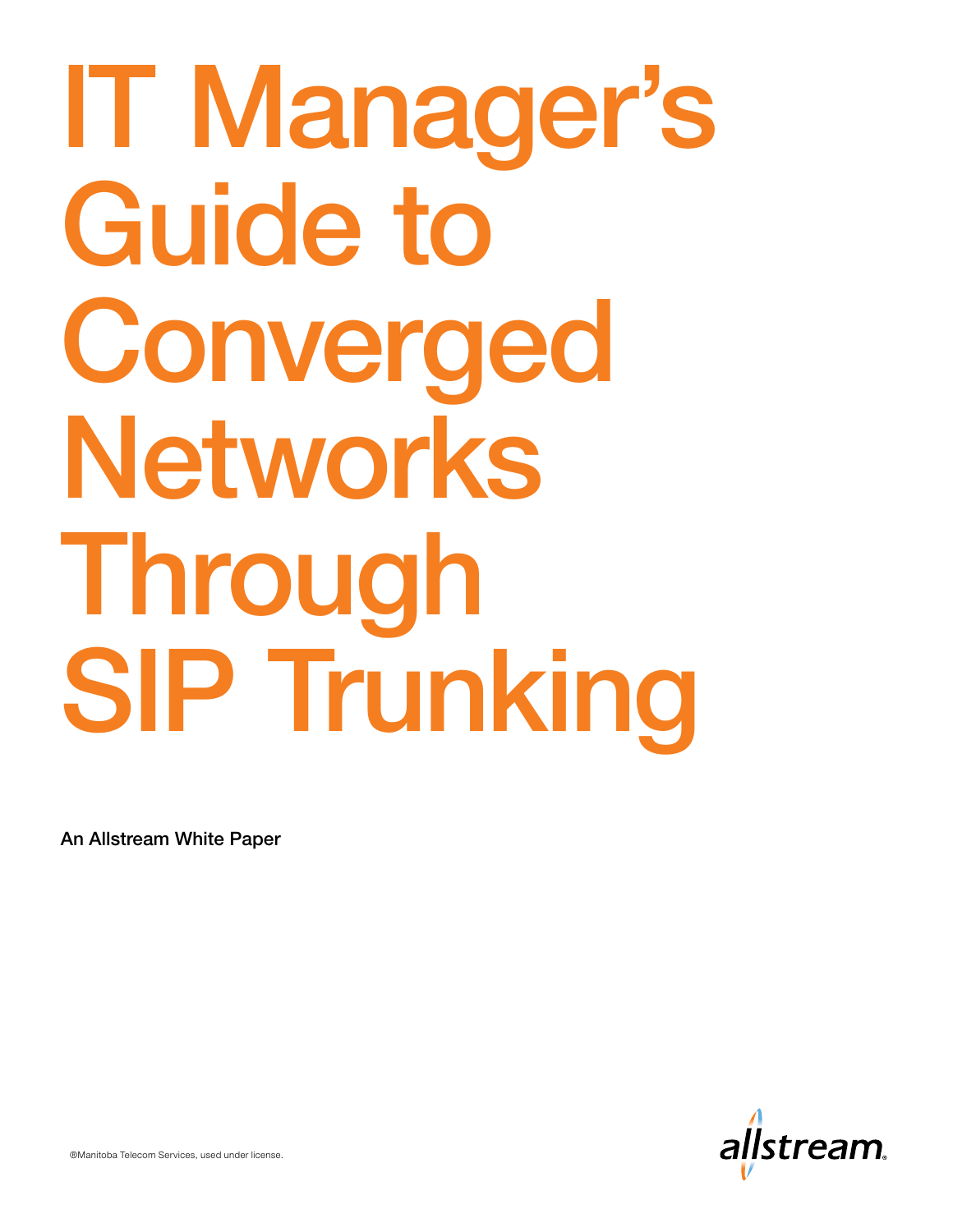# IT Manager's Guide to Converged Networks Through SIP Trunking

**An Allstream White Paper**

®Manitoba Telecom Services, used under license.

allstream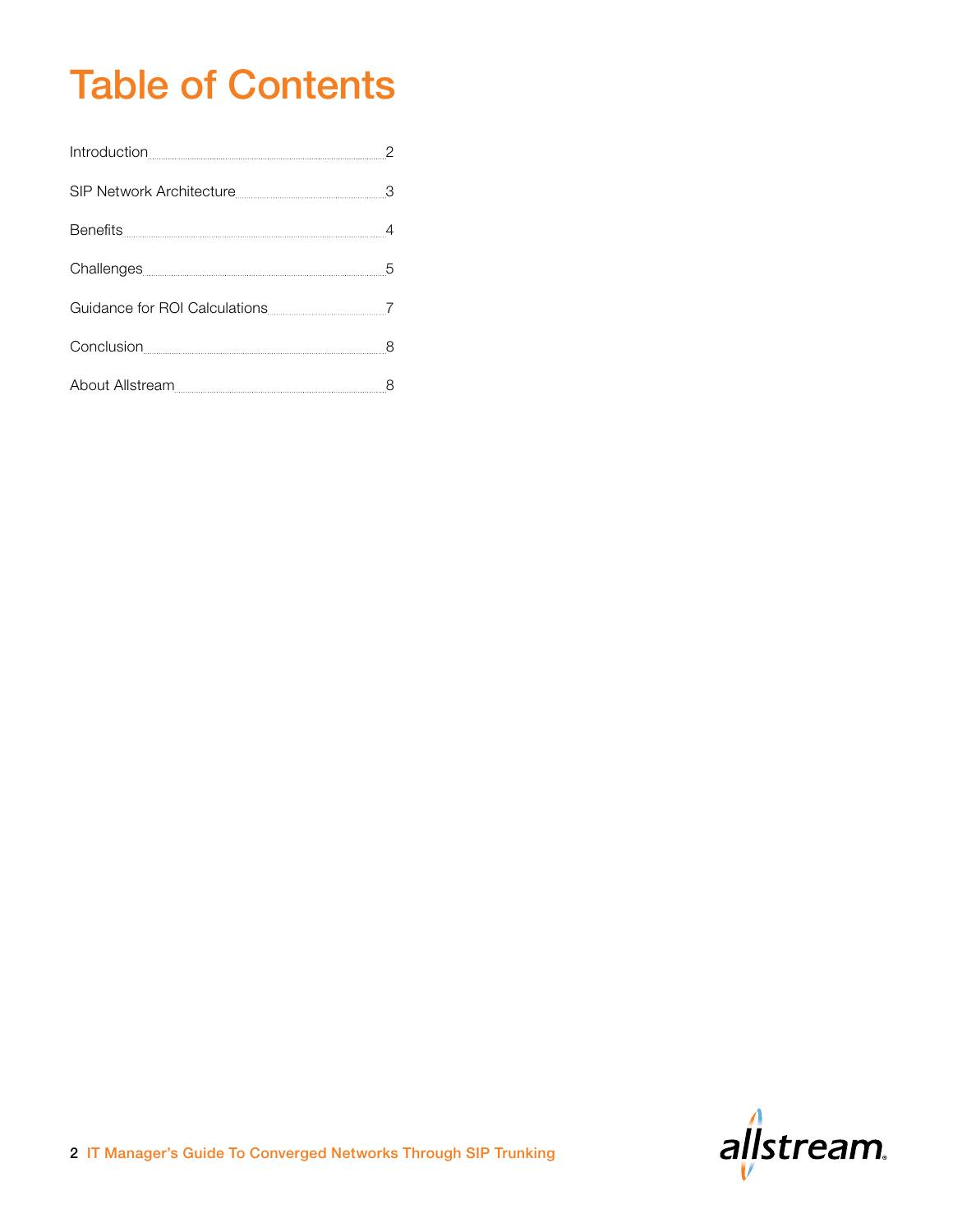# Table of Contents

| | |
|---|---|
| Introduction | 2 |
| SIP Network Architecture | 3 |
| Benefits | 4 |
| Challenges | 5 |
| Guidance for ROI Calculations | 7 |
| Conclusion | 8 |
| About Allstream | 8 |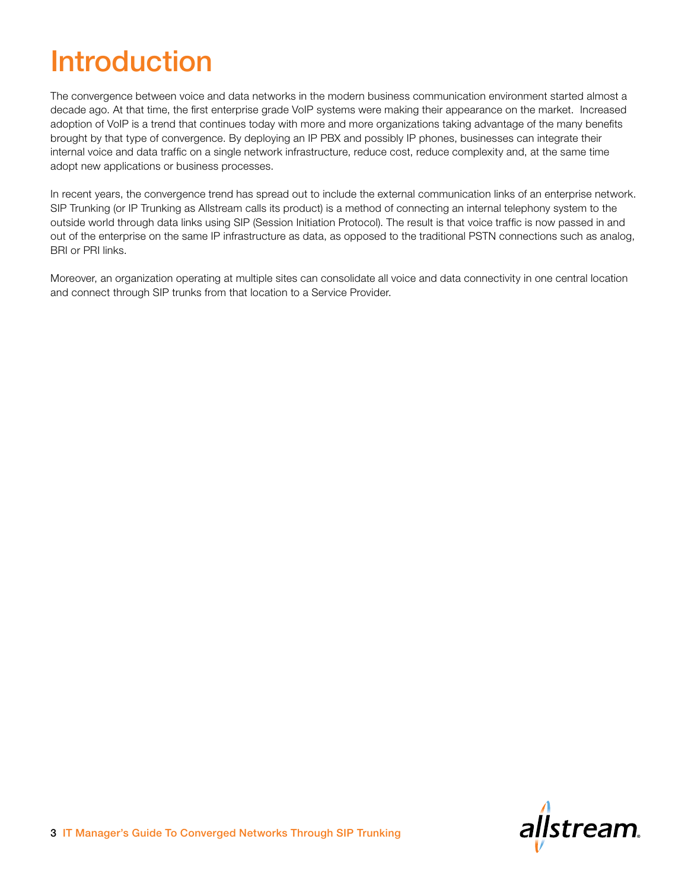# Introduction

The convergence between voice and data networks in the modern business communication environment started almost a decade ago. At that time, the first enterprise grade VoIP systems were making their appearance on the market. Increased adoption of VoIP is a trend that continues today with more and more organizations taking advantage of the many benefits brought by that type of convergence. By deploying an IP PBX and possibly IP phones, businesses can integrate their internal voice and data traffic on a single network infrastructure, reduce cost, reduce complexity and, at the same time adopt new applications or business processes.

In recent years, the convergence trend has spread out to include the external communication links of an enterprise network. SIP Trunking (or IP Trunking as Allstream calls its product) is a method of connecting an internal telephony system to the outside world through data links using SIP (Session Initiation Protocol). The result is that voice traffic is now passed in and out of the enterprise on the same IP infrastructure as data, as opposed to the traditional PSTN connections such as analog, BRI or PRI links.

Moreover, an organization operating at multiple sites can consolidate all voice and data connectivity in one central location and connect through SIP trunks from that location to a Service Provider.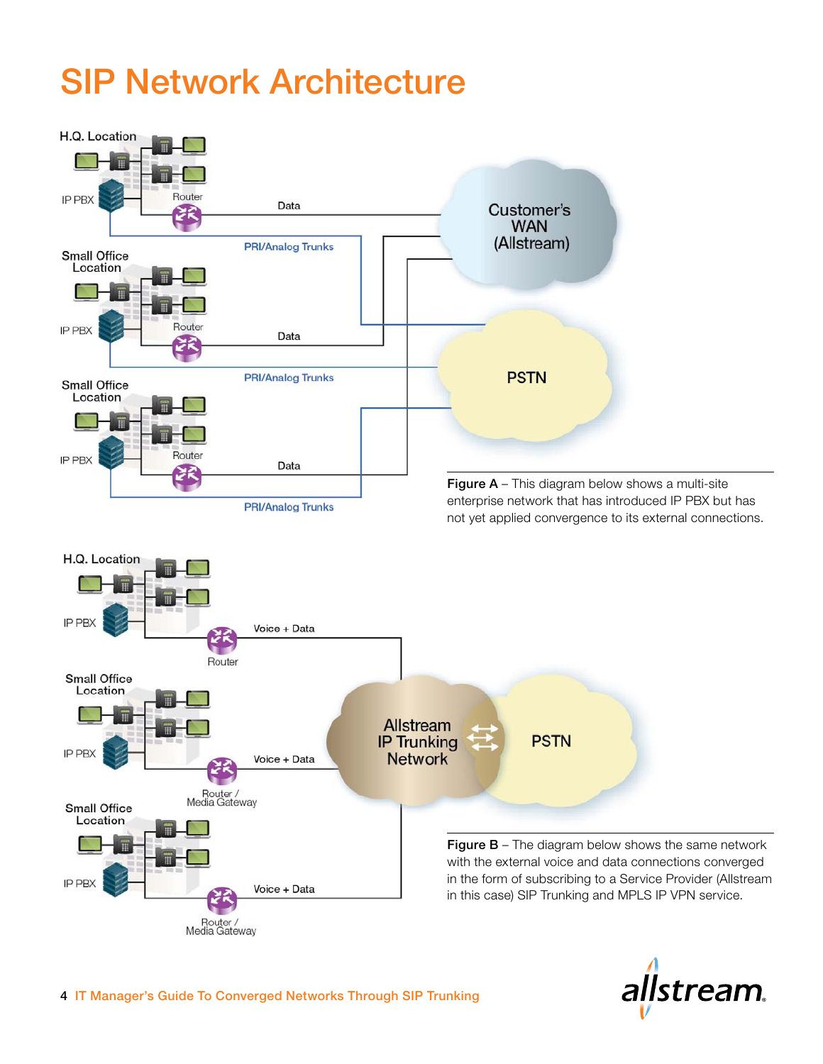# SIP Network Architecture

**Figure A** – This diagram below shows a multi-site enterprise network that has introduced IP PBX but has not yet applied convergence to its external connections.

**Figure B** – The diagram below shows the same network with the external voice and data connections converged in the form of subscribing to a Service Provider (Allstream in this case) SIP Trunking and MPLS IP VPN service.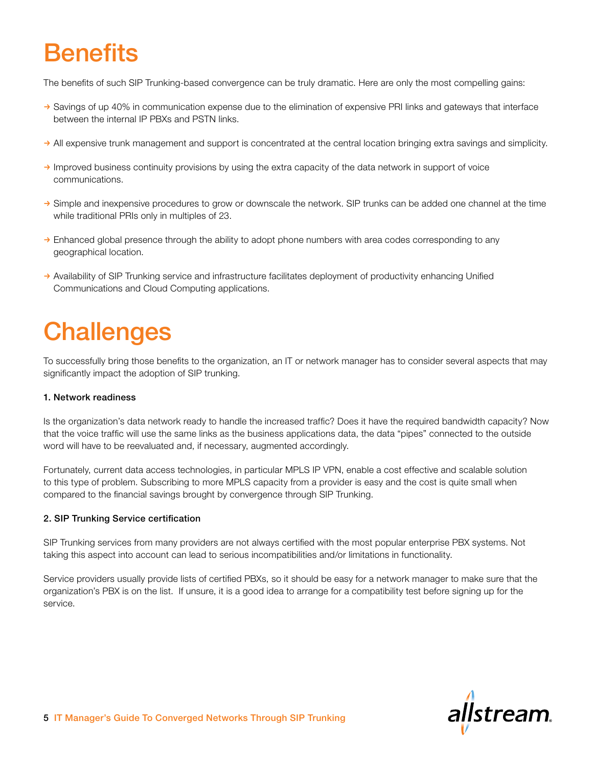# Benefits

The benefits of such SIP Trunking-based convergence can be truly dramatic. Here are only the most compelling gains:

- Savings of up 40% in communication expense due to the elimination of expensive PRI links and gateways that interface between the internal IP PBXs and PSTN links.
- All expensive trunk management and support is concentrated at the central location bringing extra savings and simplicity.
- Improved business continuity provisions by using the extra capacity of the data network in support of voice communications.
- Simple and inexpensive procedures to grow or downscale the network. SIP trunks can be added one channel at the time while traditional PRIs only in multiples of 23.
- Enhanced global presence through the ability to adopt phone numbers with area codes corresponding to any geographical location.
- Availability of SIP Trunking service and infrastructure facilitates deployment of productivity enhancing Unified Communications and Cloud Computing applications.

# Challenges

To successfully bring those benefits to the organization, an IT or network manager has to consider several aspects that may significantly impact the adoption of SIP trunking.

**1. Network readiness**

Is the organization's data network ready to handle the increased traffic? Does it have the required bandwidth capacity? Now that the voice traffic will use the same links as the business applications data, the data "pipes" connected to the outside word will have to be reevaluated and, if necessary, augmented accordingly.

Fortunately, current data access technologies, in particular MPLS IP VPN, enable a cost effective and scalable solution to this type of problem. Subscribing to more MPLS capacity from a provider is easy and the cost is quite small when compared to the financial savings brought by convergence through SIP Trunking.

**2. SIP Trunking Service certification**

SIP Trunking services from many providers are not always certified with the most popular enterprise PBX systems. Not taking this aspect into account can lead to serious incompatibilities and/or limitations in functionality.

Service providers usually provide lists of certified PBXs, so it should be easy for a network manager to make sure that the organization's PBX is on the list. If unsure, it is a good idea to arrange for a compatibility test before signing up for the service.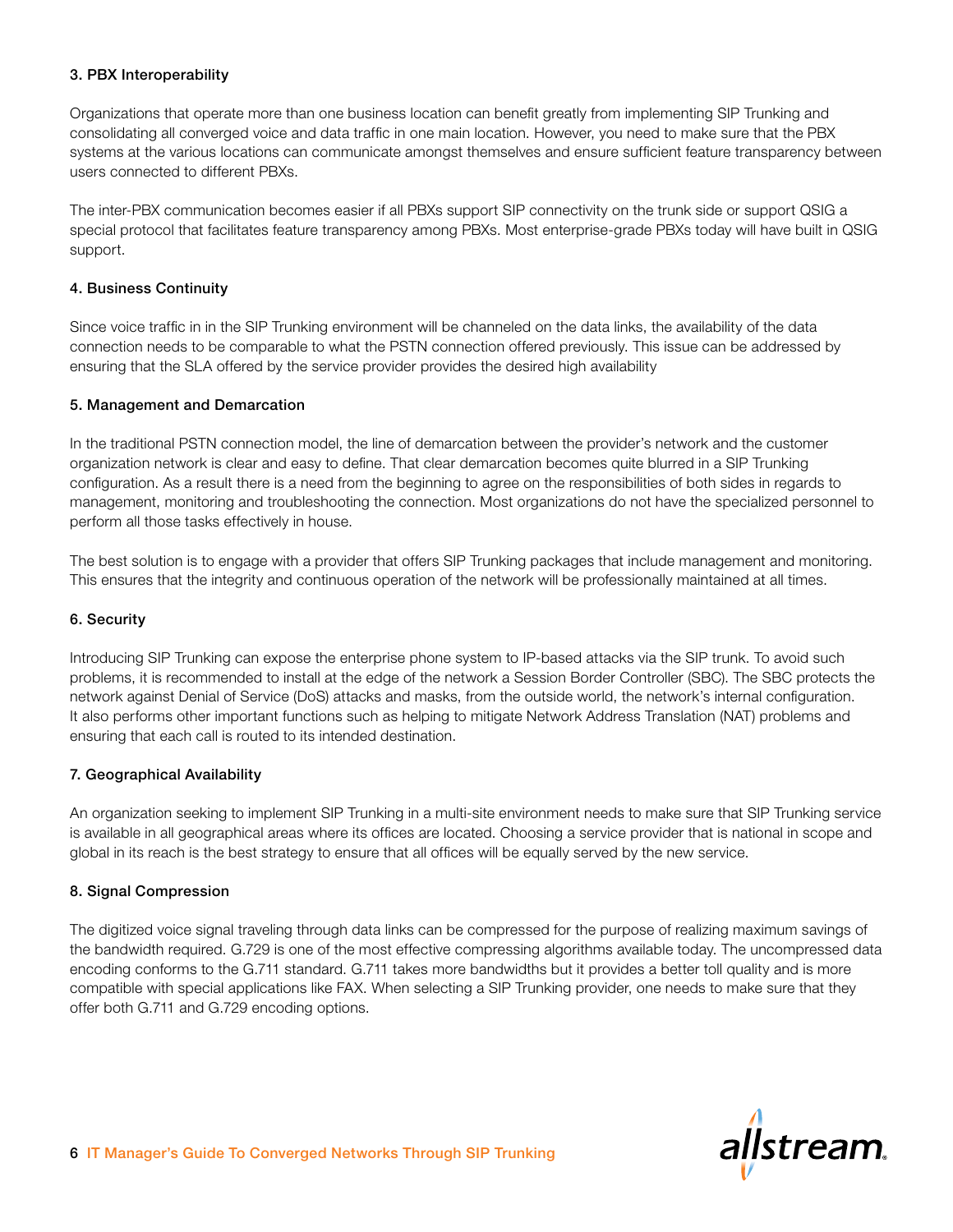### 3. PBX Interoperability

Organizations that operate more than one business location can benefit greatly from implementing SIP Trunking and consolidating all converged voice and data traffic in one main location. However, you need to make sure that the PBX systems at the various locations can communicate amongst themselves and ensure sufficient feature transparency between users connected to different PBXs.

The inter-PBX communication becomes easier if all PBXs support SIP connectivity on the trunk side or support QSIG a special protocol that facilitates feature transparency among PBXs. Most enterprise-grade PBXs today will have built in QSIG support.

### 4. Business Continuity

Since voice traffic in in the SIP Trunking environment will be channeled on the data links, the availability of the data connection needs to be comparable to what the PSTN connection offered previously. This issue can be addressed by ensuring that the SLA offered by the service provider provides the desired high availability

### 5. Management and Demarcation

In the traditional PSTN connection model, the line of demarcation between the provider's network and the customer organization network is clear and easy to define. That clear demarcation becomes quite blurred in a SIP Trunking configuration. As a result there is a need from the beginning to agree on the responsibilities of both sides in regards to management, monitoring and troubleshooting the connection. Most organizations do not have the specialized personnel to perform all those tasks effectively in house.

The best solution is to engage with a provider that offers SIP Trunking packages that include management and monitoring. This ensures that the integrity and continuous operation of the network will be professionally maintained at all times.

### 6. Security

Introducing SIP Trunking can expose the enterprise phone system to IP-based attacks via the SIP trunk. To avoid such problems, it is recommended to install at the edge of the network a Session Border Controller (SBC). The SBC protects the network against Denial of Service (DoS) attacks and masks, from the outside world, the network's internal configuration. It also performs other important functions such as helping to mitigate Network Address Translation (NAT) problems and ensuring that each call is routed to its intended destination.

### 7. Geographical Availability

An organization seeking to implement SIP Trunking in a multi-site environment needs to make sure that SIP Trunking service is available in all geographical areas where its offices are located. Choosing a service provider that is national in scope and global in its reach is the best strategy to ensure that all offices will be equally served by the new service.

### 8. Signal Compression

The digitized voice signal traveling through data links can be compressed for the purpose of realizing maximum savings of the bandwidth required. G.729 is one of the most effective compressing algorithms available today. The uncompressed data encoding conforms to the G.711 standard. G.711 takes more bandwidths but it provides a better toll quality and is more compatible with special applications like FAX. When selecting a SIP Trunking provider, one needs to make sure that they offer both G.711 and G.729 encoding options.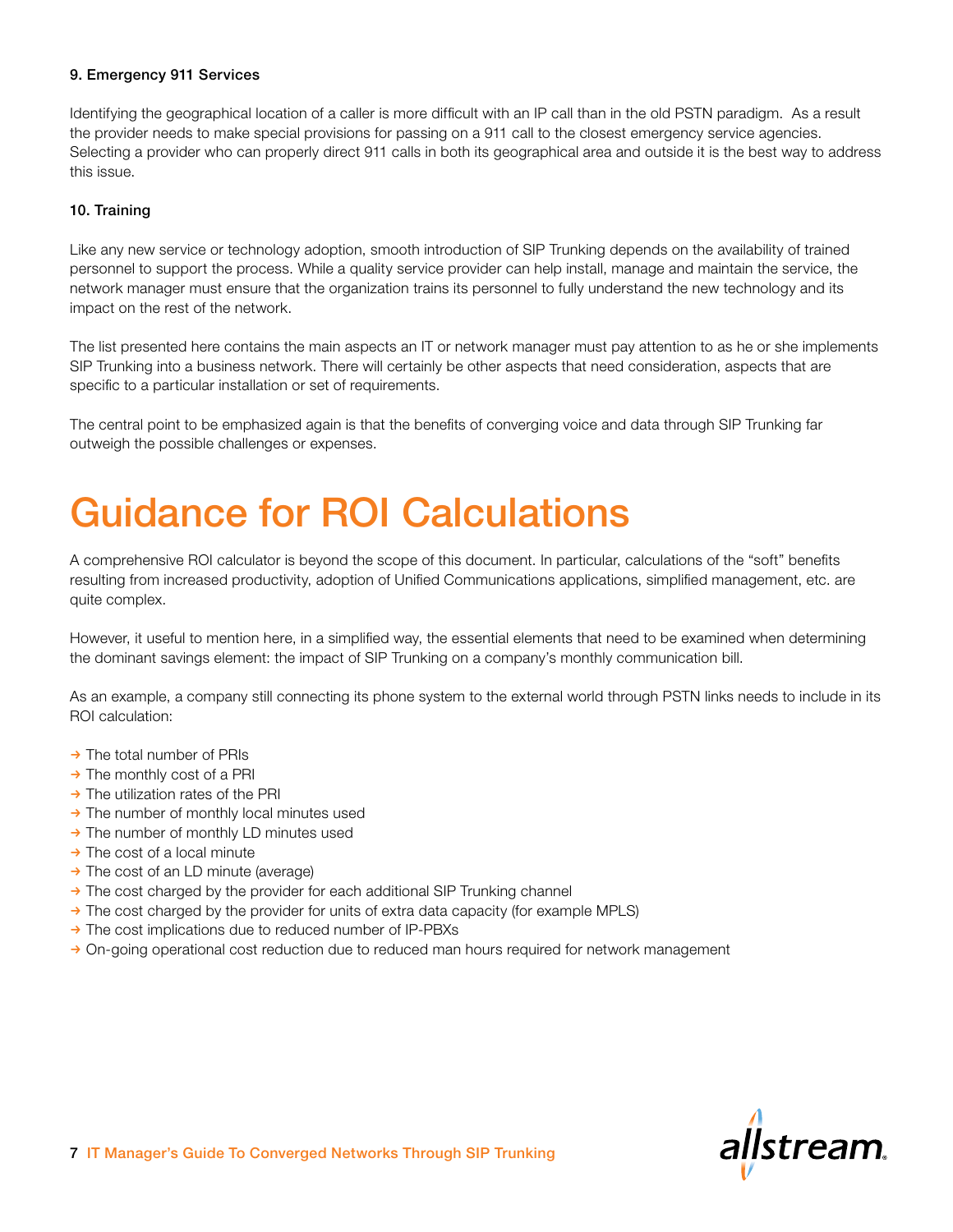### 9. Emergency 911 Services

Identifying the geographical location of a caller is more difficult with an IP call than in the old PSTN paradigm. As a result the provider needs to make special provisions for passing on a 911 call to the closest emergency service agencies. Selecting a provider who can properly direct 911 calls in both its geographical area and outside it is the best way to address this issue.

### 10. Training

Like any new service or technology adoption, smooth introduction of SIP Trunking depends on the availability of trained personnel to support the process. While a quality service provider can help install, manage and maintain the service, the network manager must ensure that the organization trains its personnel to fully understand the new technology and its impact on the rest of the network.

The list presented here contains the main aspects an IT or network manager must pay attention to as he or she implements SIP Trunking into a business network. There will certainly be other aspects that need consideration, aspects that are specific to a particular installation or set of requirements.

The central point to be emphasized again is that the benefits of converging voice and data through SIP Trunking far outweigh the possible challenges or expenses.

# Guidance for ROI Calculations

A comprehensive ROI calculator is beyond the scope of this document. In particular, calculations of the "soft" benefits resulting from increased productivity, adoption of Unified Communications applications, simplified management, etc. are quite complex.

However, it useful to mention here, in a simplified way, the essential elements that need to be examined when determining the dominant savings element: the impact of SIP Trunking on a company's monthly communication bill.

As an example, a company still connecting its phone system to the external world through PSTN links needs to include in its ROI calculation:

- The total number of PRIs
- The monthly cost of a PRI
- The utilization rates of the PRI
- The number of monthly local minutes used
- The number of monthly LD minutes used
- The cost of a local minute
- The cost of an LD minute (average)
- The cost charged by the provider for each additional SIP Trunking channel
- The cost charged by the provider for units of extra data capacity (for example MPLS)
- The cost implications due to reduced number of IP-PBXs
- On-going operational cost reduction due to reduced man hours required for network management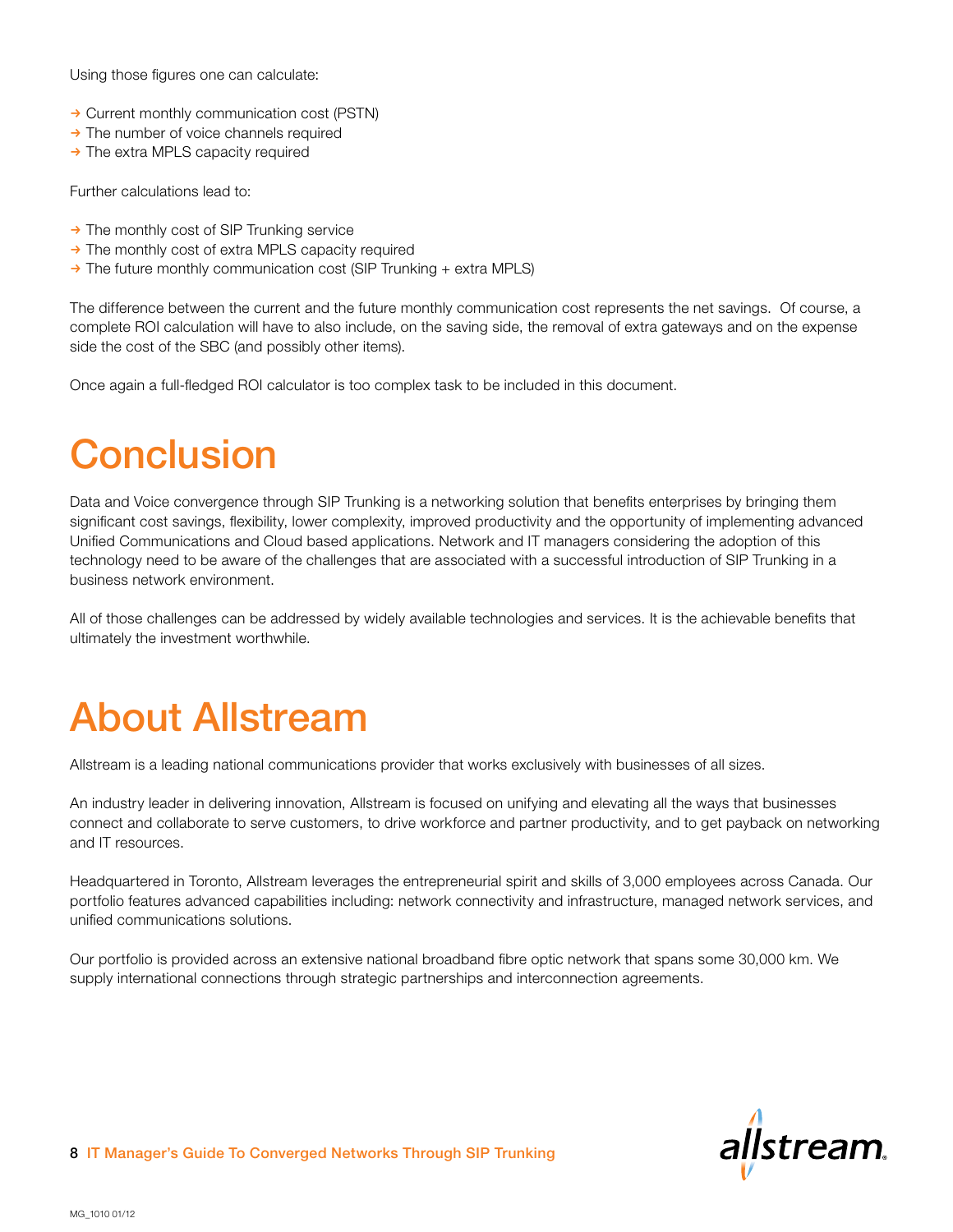Using those figures one can calculate:

- → Current monthly communication cost (PSTN)
- → The number of voice channels required
- → The extra MPLS capacity required

Further calculations lead to:

- → The monthly cost of SIP Trunking service
- → The monthly cost of extra MPLS capacity required
- → The future monthly communication cost (SIP Trunking + extra MPLS)

The difference between the current and the future monthly communication cost represents the net savings. Of course, a complete ROI calculation will have to also include, on the saving side, the removal of extra gateways and on the expense side the cost of the SBC (and possibly other items).

Once again a full-fledged ROI calculator is too complex task to be included in this document.

# Conclusion

Data and Voice convergence through SIP Trunking is a networking solution that benefits enterprises by bringing them significant cost savings, flexibility, lower complexity, improved productivity and the opportunity of implementing advanced Unified Communications and Cloud based applications. Network and IT managers considering the adoption of this technology need to be aware of the challenges that are associated with a successful introduction of SIP Trunking in a business network environment.

All of those challenges can be addressed by widely available technologies and services. It is the achievable benefits that ultimately the investment worthwhile.

# About Allstream

Allstream is a leading national communications provider that works exclusively with businesses of all sizes.

An industry leader in delivering innovation, Allstream is focused on unifying and elevating all the ways that businesses connect and collaborate to serve customers, to drive workforce and partner productivity, and to get payback on networking and IT resources.

Headquartered in Toronto, Allstream leverages the entrepreneurial spirit and skills of 3,000 employees across Canada. Our portfolio features advanced capabilities including: network connectivity and infrastructure, managed network services, and unified communications solutions.

Our portfolio is provided across an extensive national broadband fibre optic network that spans some 30,000 km. We supply international connections through strategic partnerships and interconnection agreements.

MG_1010 01/12